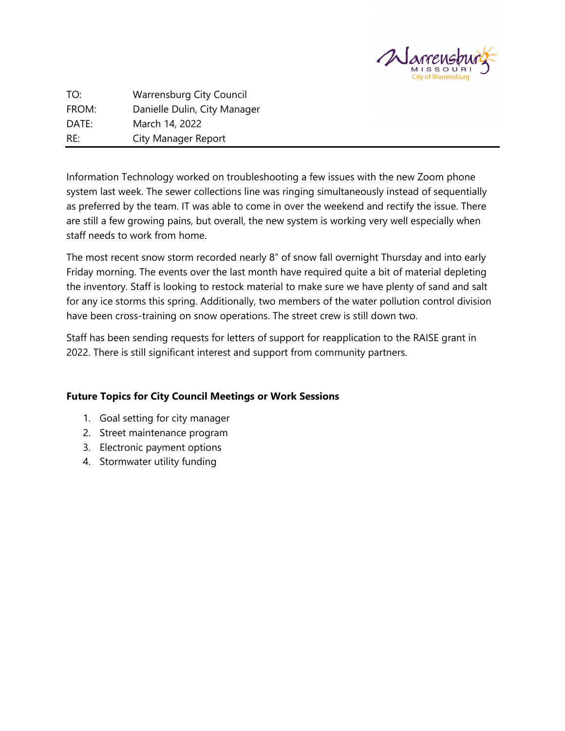| | |
|---|---|
| TO: | Warrensburg City Council |
| FROM: | Danielle Dulin, City Manager |
| DATE: | March 14, 2022 |
| RE: | City Manager Report |

Information Technology worked on troubleshooting a few issues with the new Zoom phone system last week. The sewer collections line was ringing simultaneously instead of sequentially as preferred by the team. IT was able to come in over the weekend and rectify the issue. There are still a few growing pains, but overall, the new system is working very well especially when staff needs to work from home.

The most recent snow storm recorded nearly 8" of snow fall overnight Thursday and into early Friday morning. The events over the last month have required quite a bit of material depleting the inventory. Staff is looking to restock material to make sure we have plenty of sand and salt for any ice storms this spring. Additionally, two members of the water pollution control division have been cross-training on snow operations. The street crew is still down two.

Staff has been sending requests for letters of support for reapplication to the RAISE grant in 2022. There is still significant interest and support from community partners.

**Future Topics for City Council Meetings or Work Sessions**

1. Goal setting for city manager
2. Street maintenance program
3. Electronic payment options
4. Stormwater utility funding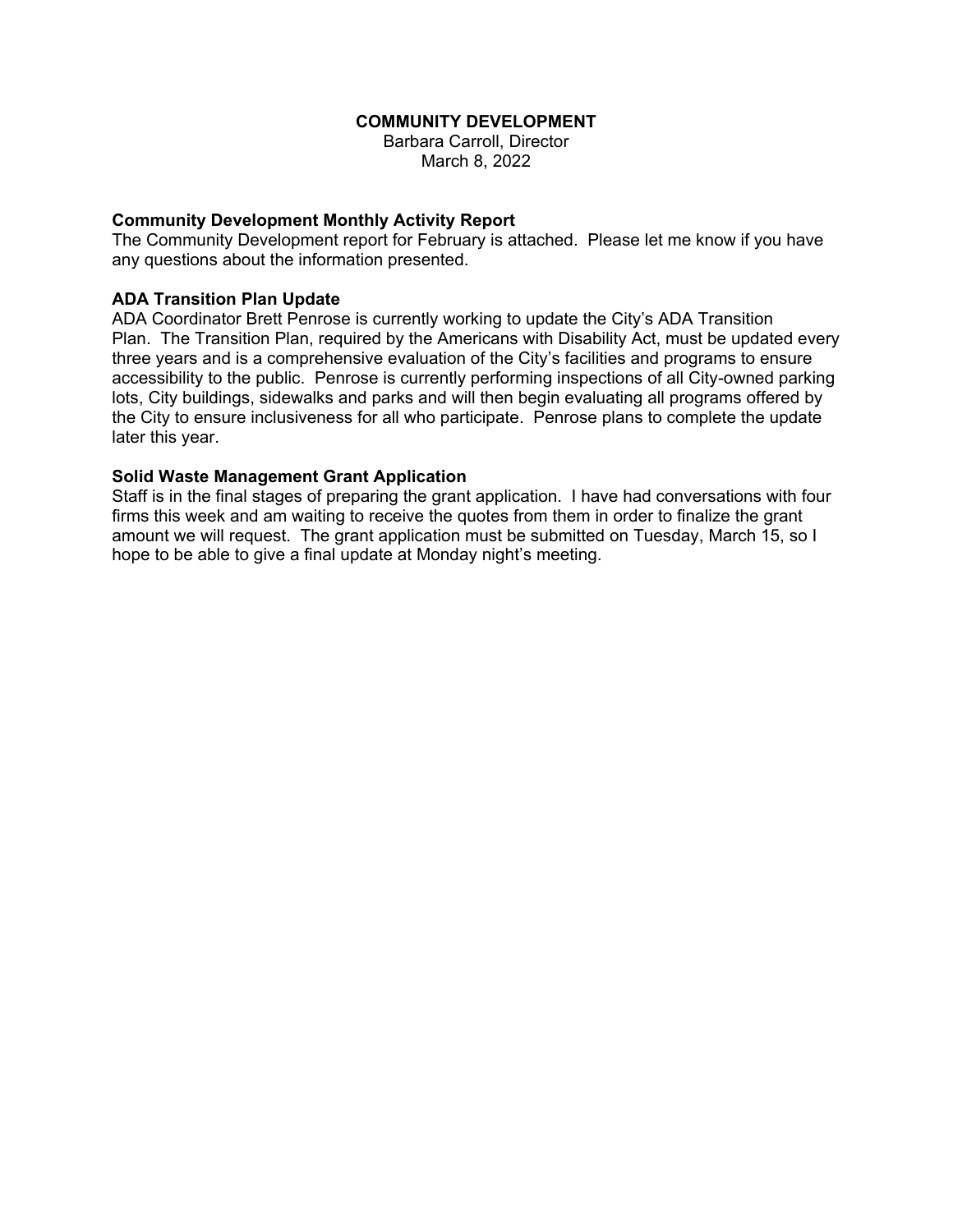**COMMUNITY DEVELOPMENT**
Barbara Carroll, Director
March 8, 2022

**Community Development Monthly Activity Report**

The Community Development report for February is attached. Please let me know if you have any questions about the information presented.

**ADA Transition Plan Update**

ADA Coordinator Brett Penrose is currently working to update the City's ADA Transition Plan. The Transition Plan, required by the Americans with Disability Act, must be updated every three years and is a comprehensive evaluation of the City's facilities and programs to ensure accessibility to the public. Penrose is currently performing inspections of all City-owned parking lots, City buildings, sidewalks and parks and will then begin evaluating all programs offered by the City to ensure inclusiveness for all who participate. Penrose plans to complete the update later this year.

**Solid Waste Management Grant Application**

Staff is in the final stages of preparing the grant application. I have had conversations with four firms this week and am waiting to receive the quotes from them in order to finalize the grant amount we will request. The grant application must be submitted on Tuesday, March 15, so I hope to be able to give a final update at Monday night's meeting.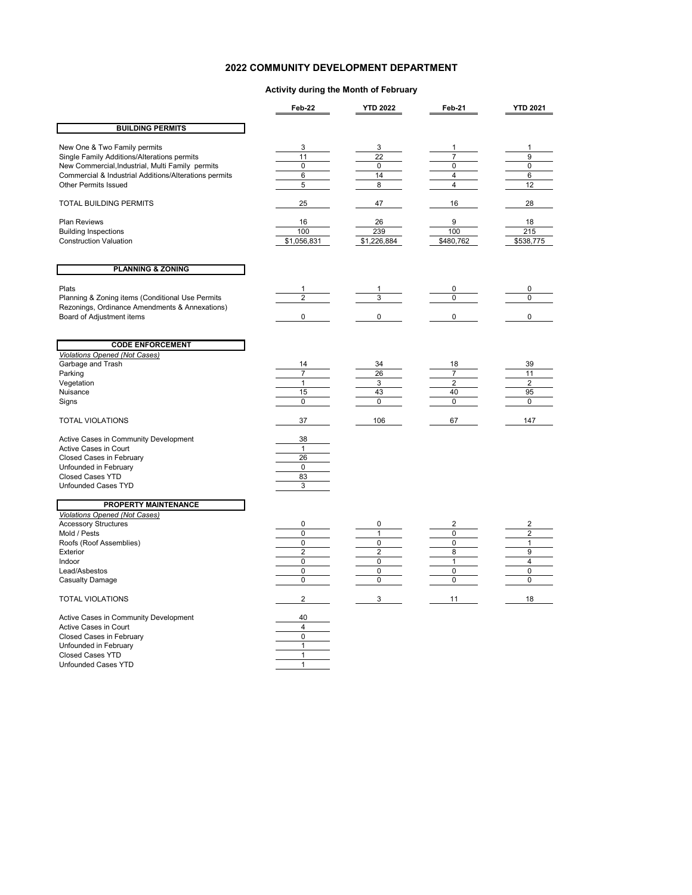# 2022 COMMUNITY DEVELOPMENT DEPARTMENT

## Activity during the Month of February

| | Feb-22 | YTD 2022 | Feb-21 | YTD 2021 |
|---|---|---|---|---|
| **BUILDING PERMITS** | | | | |
| New One & Two Family permits | 3 | 3 | 1 | 1 |
| Single Family Additions/Alterations permits | 11 | 22 | 7 | 9 |
| New Commercial,Industrial, Multi Family permits | 0 | 0 | 0 | 0 |
| Commercial & Industrial Additions/Alterations permits | 6 | 14 | 4 | 6 |
| Other Permits Issued | 5 | 8 | 4 | 12 |
| TOTAL BUILDING PERMITS | 25 | 47 | 16 | 28 |
| Plan Reviews | 16 | 26 | 9 | 18 |
| Building Inspections | 100 | 239 | 100 | 215 |
| Construction Valuation | $1,056,831 | $1,226,884 | $480,762 | $538,775 |
| **PLANNING & ZONING** | | | | |
| Plats | 1 | 1 | 0 | 0 |
| Planning & Zoning items (Conditional Use Permits Rezonings, Ordinance Amendments & Annexations) | 2 | 3 | 0 | 0 |
| Board of Adjustment items | 0 | 0 | 0 | 0 |
| **CODE ENFORCEMENT** | | | | |
| *Violations Opened (Not Cases)* | | | | |
| Garbage and Trash | 14 | 34 | 18 | 39 |
| Parking | 7 | 26 | 7 | 11 |
| Vegetation | 1 | 3 | 2 | 2 |
| Nuisance | 15 | 43 | 40 | 95 |
| Signs | 0 | 0 | 0 | 0 |
| TOTAL VIOLATIONS | 37 | 106 | 67 | 147 |
| Active Cases in Community Development | 38 | | | |
| Active Cases in Court | 1 | | | |
| Closed Cases in February | 26 | | | |
| Unfounded in February | 0 | | | |
| Closed Cases YTD | 83 | | | |
| Unfounded Cases TYD | 3 | | | |
| **PROPERTY MAINTENANCE** | | | | |
| *Violations Opened (Not Cases)* | | | | |
| Accessory Structures | 0 | 0 | 2 | 2 |
| Mold / Pests | 0 | 1 | 0 | 2 |
| Roofs (Roof Assemblies) | 0 | 0 | 0 | 1 |
| Exterior | 2 | 2 | 8 | 9 |
| Indoor | 0 | 0 | 1 | 4 |
| Lead/Asbestos | 0 | 0 | 0 | 0 |
| Casualty Damage | 0 | 0 | 0 | 0 |
| TOTAL VIOLATIONS | 2 | 3 | 11 | 18 |
| Active Cases in Community Development | 40 | | | |
| Active Cases in Court | 4 | | | |
| Closed Cases in February | 0 | | | |
| Unfounded in February | 1 | | | |
| Closed Cases YTD | 1 | | | |
| Unfounded Cases YTD | 1 | | | |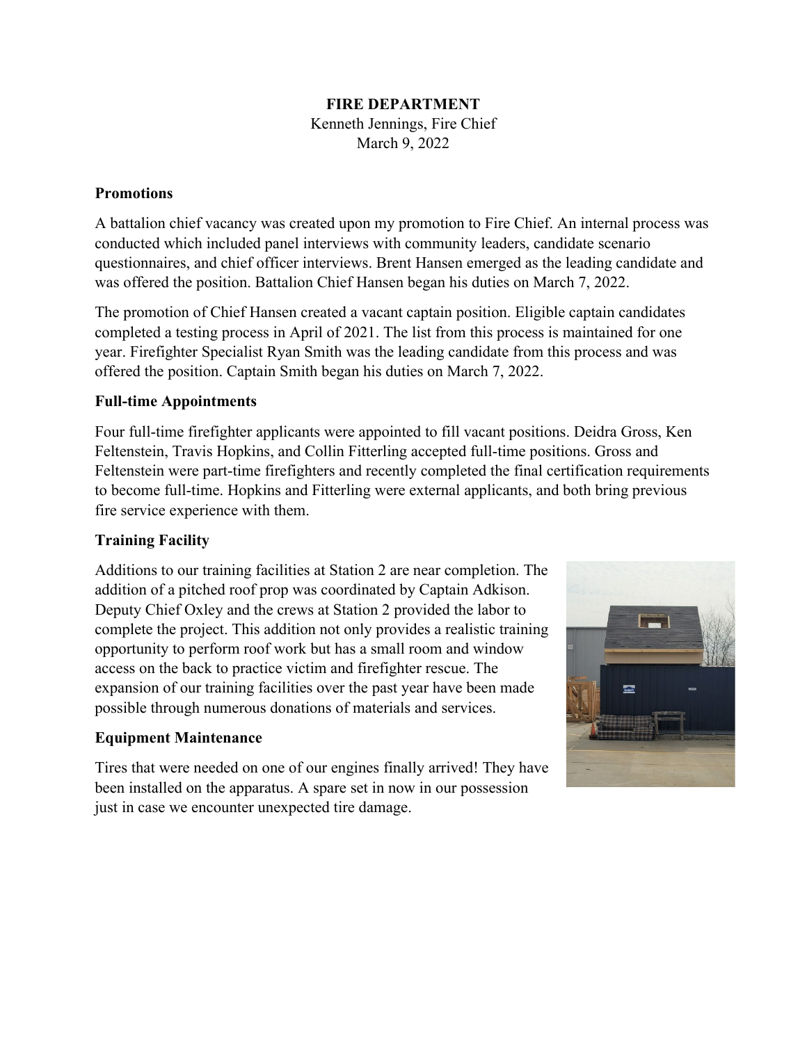**FIRE DEPARTMENT**
Kenneth Jennings, Fire Chief
March 9, 2022

**Promotions**

A battalion chief vacancy was created upon my promotion to Fire Chief. An internal process was conducted which included panel interviews with community leaders, candidate scenario questionnaires, and chief officer interviews. Brent Hansen emerged as the leading candidate and was offered the position. Battalion Chief Hansen began his duties on March 7, 2022.

The promotion of Chief Hansen created a vacant captain position. Eligible captain candidates completed a testing process in April of 2021. The list from this process is maintained for one year. Firefighter Specialist Ryan Smith was the leading candidate from this process and was offered the position. Captain Smith began his duties on March 7, 2022.

**Full-time Appointments**

Four full-time firefighter applicants were appointed to fill vacant positions. Deidra Gross, Ken Feltenstein, Travis Hopkins, and Collin Fitterling accepted full-time positions. Gross and Feltenstein were part-time firefighters and recently completed the final certification requirements to become full-time. Hopkins and Fitterling were external applicants, and both bring previous fire service experience with them.

**Training Facility**

Additions to our training facilities at Station 2 are near completion. The addition of a pitched roof prop was coordinated by Captain Adkison. Deputy Chief Oxley and the crews at Station 2 provided the labor to complete the project. This addition not only provides a realistic training opportunity to perform roof work but has a small room and window access on the back to practice victim and firefighter rescue. The expansion of our training facilities over the past year have been made possible through numerous donations of materials and services.

**Equipment Maintenance**

Tires that were needed on one of our engines finally arrived! They have been installed on the apparatus. A spare set in now in our possession just in case we encounter unexpected tire damage.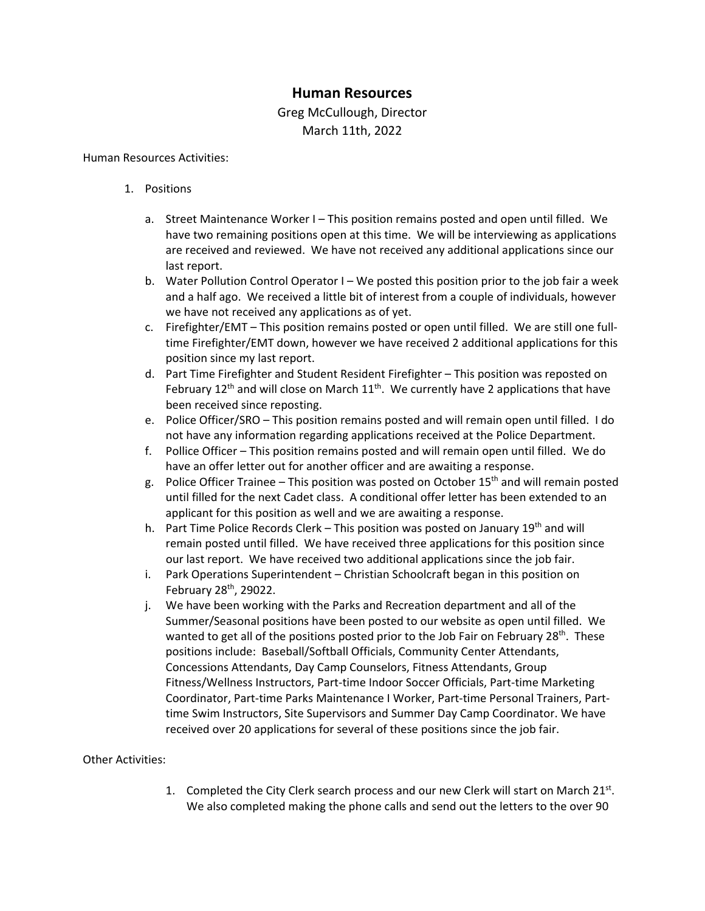# Human Resources

Greg McCullough, Director

March 11th, 2022

Human Resources Activities:

1. Positions

   a. Street Maintenance Worker I – This position remains posted and open until filled. We have two remaining positions open at this time. We will be interviewing as applications are received and reviewed. We have not received any additional applications since our last report.

   b. Water Pollution Control Operator I – We posted this position prior to the job fair a week and a half ago. We received a little bit of interest from a couple of individuals, however we have not received any applications as of yet.

   c. Firefighter/EMT – This position remains posted or open until filled. We are still one full-time Firefighter/EMT down, however we have received 2 additional applications for this position since my last report.

   d. Part Time Firefighter and Student Resident Firefighter – This position was reposted on February 12th and will close on March 11th. We currently have 2 applications that have been received since reposting.

   e. Police Officer/SRO – This position remains posted and will remain open until filled. I do not have any information regarding applications received at the Police Department.

   f. Pollice Officer – This position remains posted and will remain open until filled. We do have an offer letter out for another officer and are awaiting a response.

   g. Police Officer Trainee – This position was posted on October 15th and will remain posted until filled for the next Cadet class. A conditional offer letter has been extended to an applicant for this position as well and we are awaiting a response.

   h. Part Time Police Records Clerk – This position was posted on January 19th and will remain posted until filled. We have received three applications for this position since our last report. We have received two additional applications since the job fair.

   i. Park Operations Superintendent – Christian Schoolcraft began in this position on February 28th, 29022.

   j. We have been working with the Parks and Recreation department and all of the Summer/Seasonal positions have been posted to our website as open until filled. We wanted to get all of the positions posted prior to the Job Fair on February 28th. These positions include: Baseball/Softball Officials, Community Center Attendants, Concessions Attendants, Day Camp Counselors, Fitness Attendants, Group Fitness/Wellness Instructors, Part-time Indoor Soccer Officials, Part-time Marketing Coordinator, Part-time Parks Maintenance I Worker, Part-time Personal Trainers, Part-time Swim Instructors, Site Supervisors and Summer Day Camp Coordinator. We have received over 20 applications for several of these positions since the job fair.

Other Activities:

1. Completed the City Clerk search process and our new Clerk will start on March 21st. We also completed making the phone calls and send out the letters to the over 90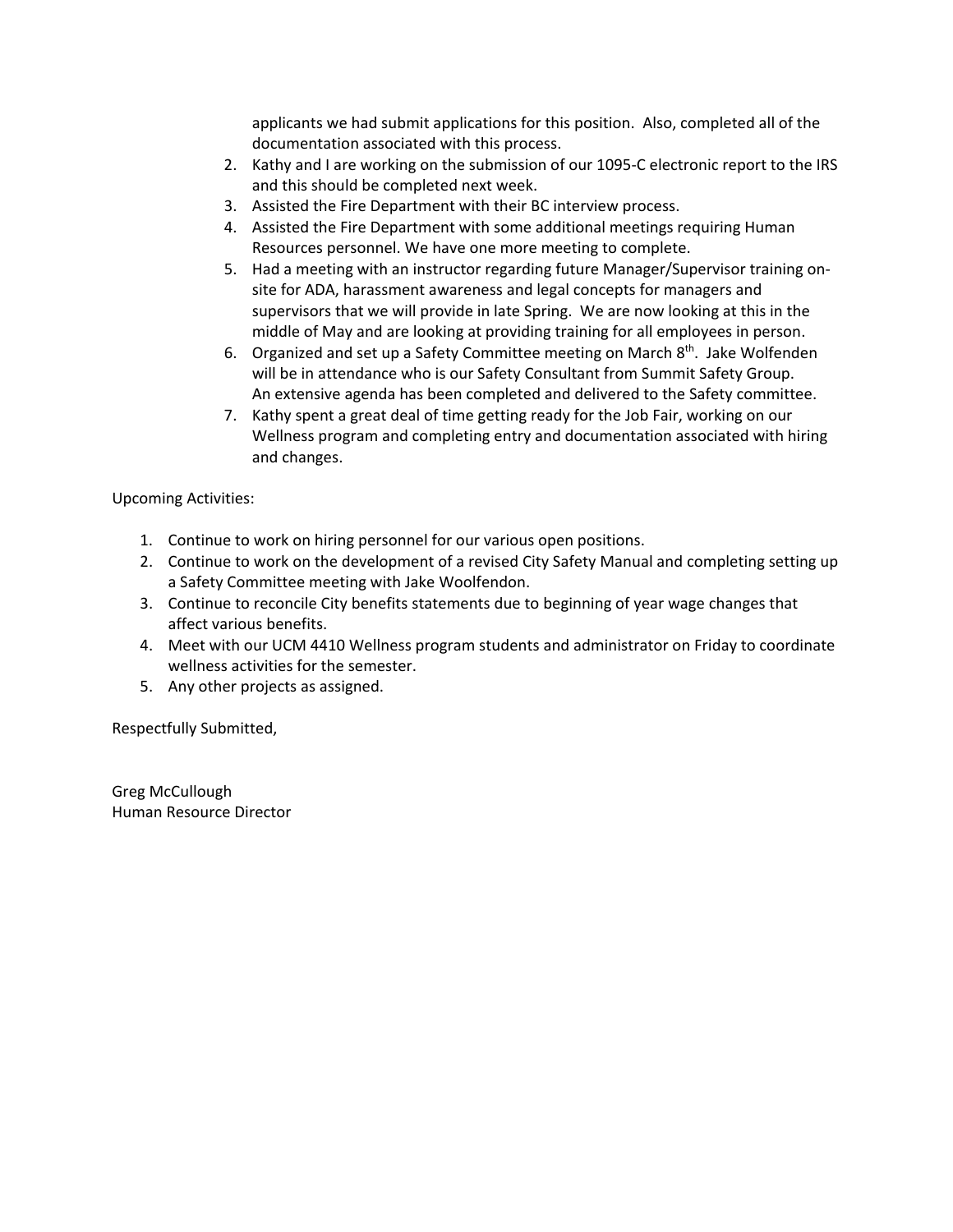applicants we had submit applications for this position. Also, completed all of the documentation associated with this process.

2. Kathy and I are working on the submission of our 1095-C electronic report to the IRS and this should be completed next week.
3. Assisted the Fire Department with their BC interview process.
4. Assisted the Fire Department with some additional meetings requiring Human Resources personnel. We have one more meeting to complete.
5. Had a meeting with an instructor regarding future Manager/Supervisor training on-site for ADA, harassment awareness and legal concepts for managers and supervisors that we will provide in late Spring. We are now looking at this in the middle of May and are looking at providing training for all employees in person.
6. Organized and set up a Safety Committee meeting on March 8th. Jake Wolfenden will be in attendance who is our Safety Consultant from Summit Safety Group. An extensive agenda has been completed and delivered to the Safety committee.
7. Kathy spent a great deal of time getting ready for the Job Fair, working on our Wellness program and completing entry and documentation associated with hiring and changes.

Upcoming Activities:

1. Continue to work on hiring personnel for our various open positions.
2. Continue to work on the development of a revised City Safety Manual and completing setting up a Safety Committee meeting with Jake Woolfendon.
3. Continue to reconcile City benefits statements due to beginning of year wage changes that affect various benefits.
4. Meet with our UCM 4410 Wellness program students and administrator on Friday to coordinate wellness activities for the semester.
5. Any other projects as assigned.

Respectfully Submitted,

Greg McCullough
Human Resource Director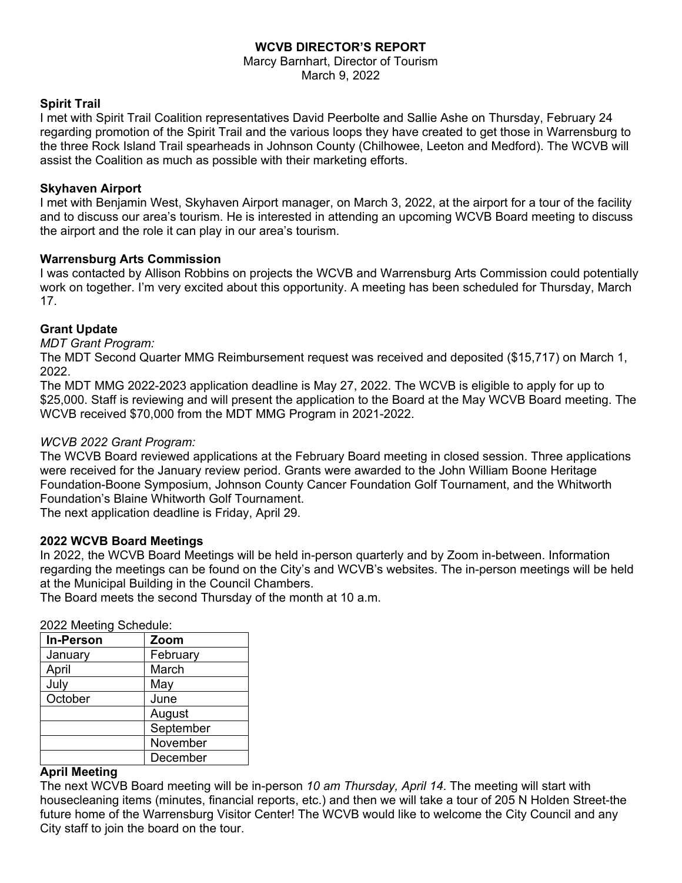# WCVB DIRECTOR'S REPORT

Marcy Barnhart, Director of Tourism
March 9, 2022

**Spirit Trail**

I met with Spirit Trail Coalition representatives David Peerbolte and Sallie Ashe on Thursday, February 24 regarding promotion of the Spirit Trail and the various loops they have created to get those in Warrensburg to the three Rock Island Trail spearheads in Johnson County (Chilhowee, Leeton and Medford). The WCVB will assist the Coalition as much as possible with their marketing efforts.

**Skyhaven Airport**

I met with Benjamin West, Skyhaven Airport manager, on March 3, 2022, at the airport for a tour of the facility and to discuss our area's tourism. He is interested in attending an upcoming WCVB Board meeting to discuss the airport and the role it can play in our area's tourism.

**Warrensburg Arts Commission**

I was contacted by Allison Robbins on projects the WCVB and Warrensburg Arts Commission could potentially work on together. I'm very excited about this opportunity. A meeting has been scheduled for Thursday, March 17.

**Grant Update**

*MDT Grant Program:*

The MDT Second Quarter MMG Reimbursement request was received and deposited ($15,717) on March 1, 2022.

The MDT MMG 2022-2023 application deadline is May 27, 2022. The WCVB is eligible to apply for up to $25,000. Staff is reviewing and will present the application to the Board at the May WCVB Board meeting. The WCVB received $70,000 from the MDT MMG Program in 2021-2022.

*WCVB 2022 Grant Program:*

The WCVB Board reviewed applications at the February Board meeting in closed session. Three applications were received for the January review period. Grants were awarded to the John William Boone Heritage Foundation-Boone Symposium, Johnson County Cancer Foundation Golf Tournament, and the Whitworth Foundation's Blaine Whitworth Golf Tournament.

The next application deadline is Friday, April 29.

**2022 WCVB Board Meetings**

In 2022, the WCVB Board Meetings will be held in-person quarterly and by Zoom in-between. Information regarding the meetings can be found on the City's and WCVB's websites. The in-person meetings will be held at the Municipal Building in the Council Chambers.

The Board meets the second Thursday of the month at 10 a.m.

2022 Meeting Schedule:

| In-Person | Zoom |
|---|---|
| January | February |
| April | March |
| July | May |
| October | June |
| | August |
| | September |
| | November |
| | December |

**April Meeting**

The next WCVB Board meeting will be in-person *10 am Thursday, April 14*. The meeting will start with housecleaning items (minutes, financial reports, etc.) and then we will take a tour of 205 N Holden Street-the future home of the Warrensburg Visitor Center! The WCVB would like to welcome the City Council and any City staff to join the board on the tour.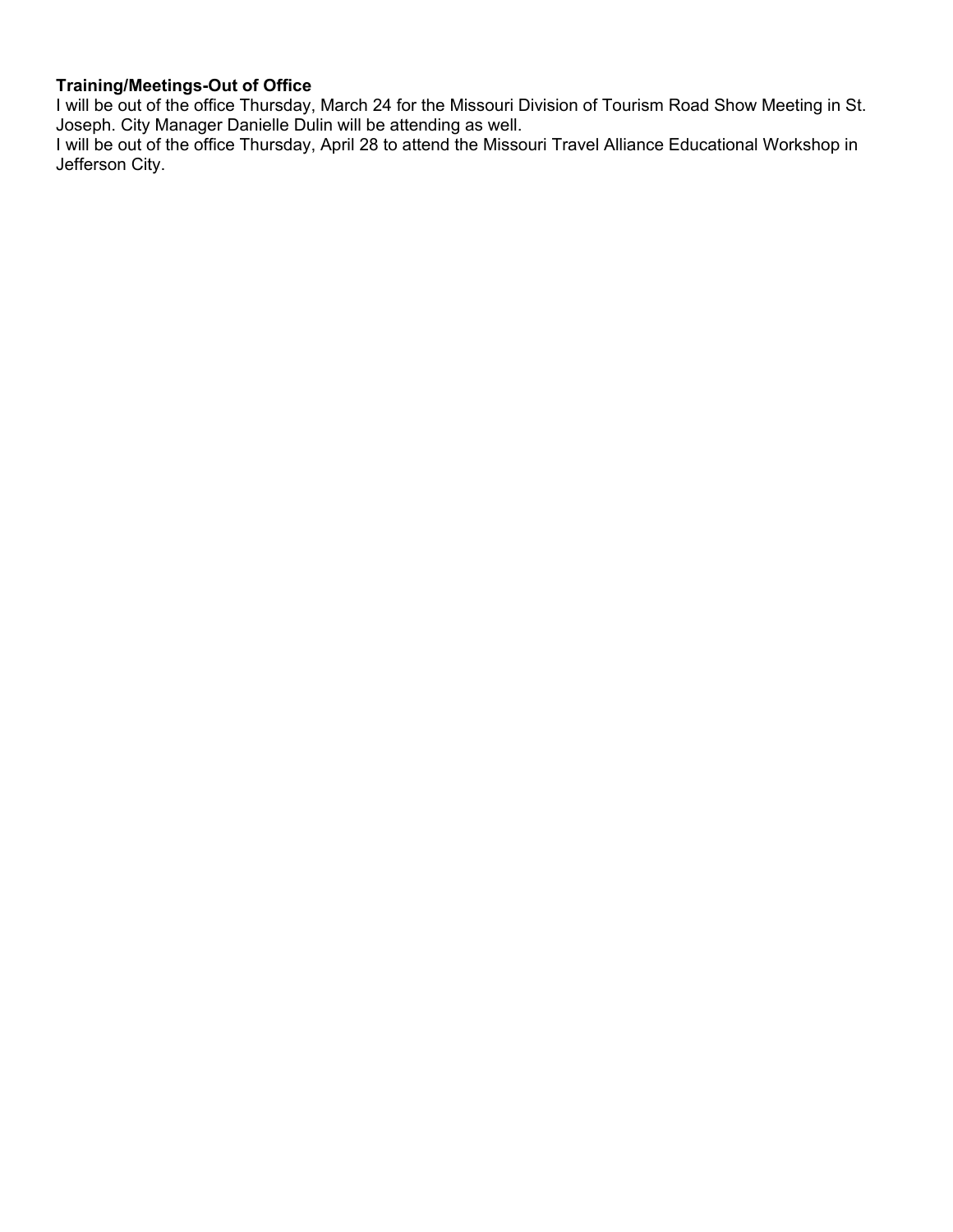**Training/Meetings-Out of Office**

I will be out of the office Thursday, March 24 for the Missouri Division of Tourism Road Show Meeting in St. Joseph. City Manager Danielle Dulin will be attending as well.

I will be out of the office Thursday, April 28 to attend the Missouri Travel Alliance Educational Workshop in Jefferson City.